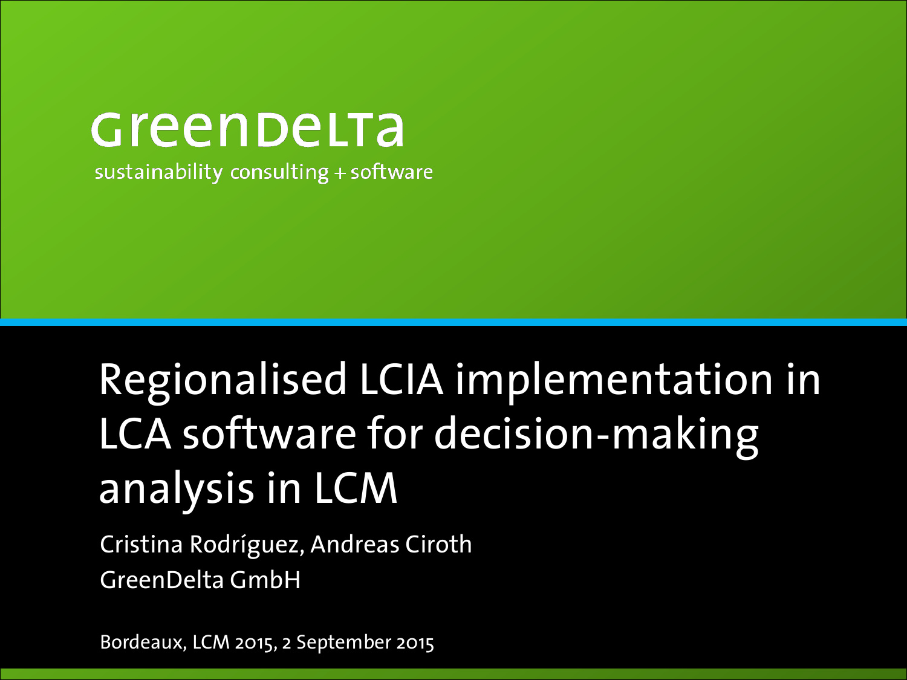GreenDelta

sustainability consulting + software

# Regionalised LCIA implementation in LCA software for decision-making analysis in LCM

Cristina Rodríguez, Andreas Ciroth

GreenDelta GmbH

Bordeaux, LCM 2015, 2 September 2015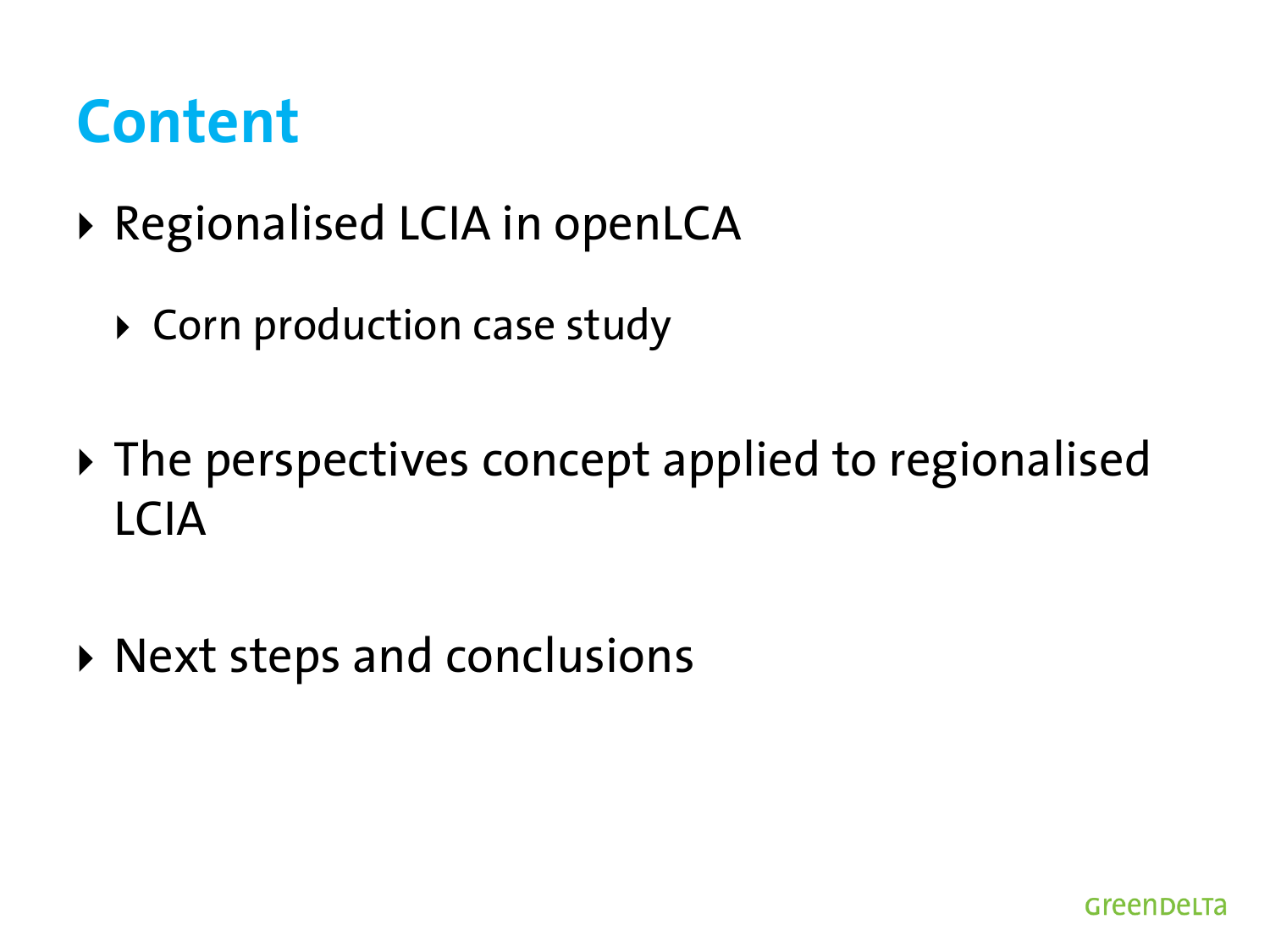# Content

- Regionalised LCIA in openLCA
  - Corn production case study
- The perspectives concept applied to regionalised LCIA
- Next steps and conclusions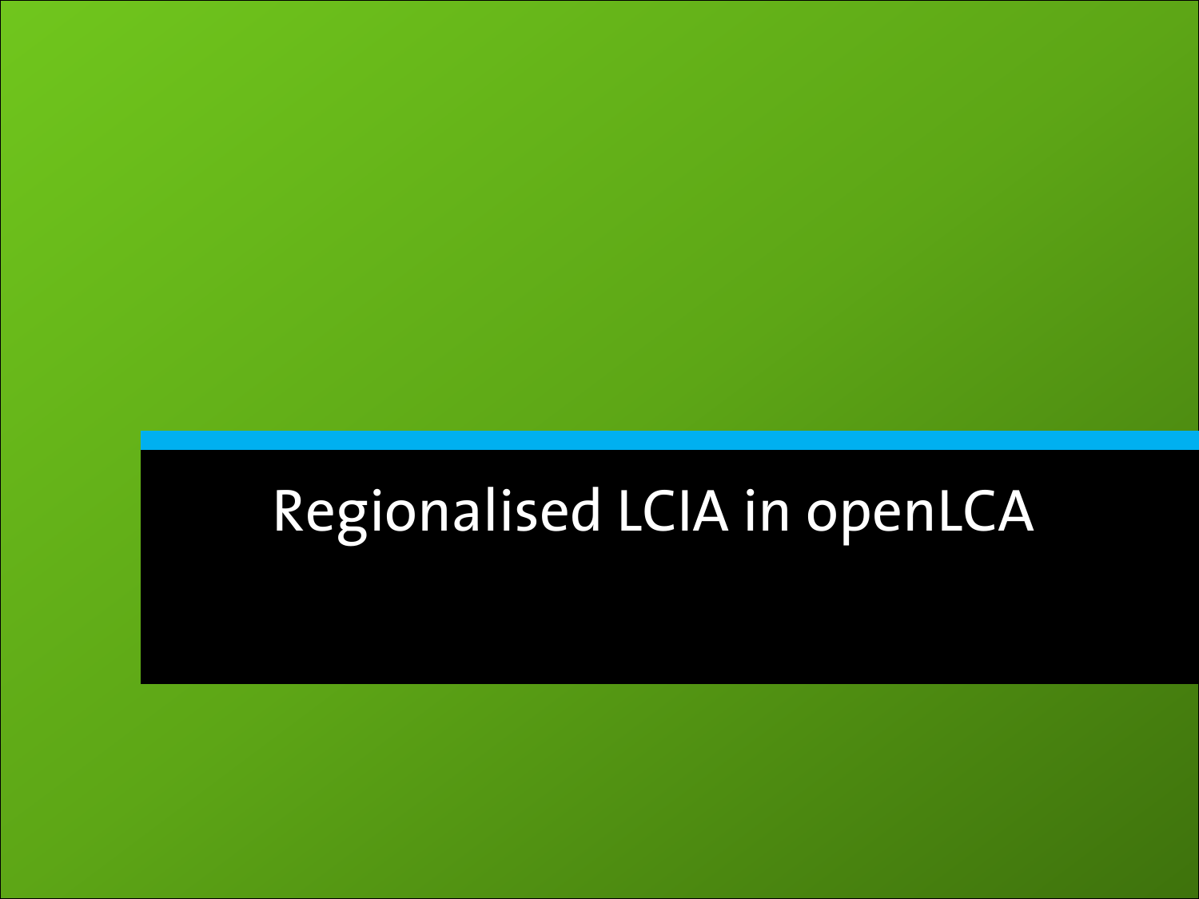# Regionalised LCIA in openLCA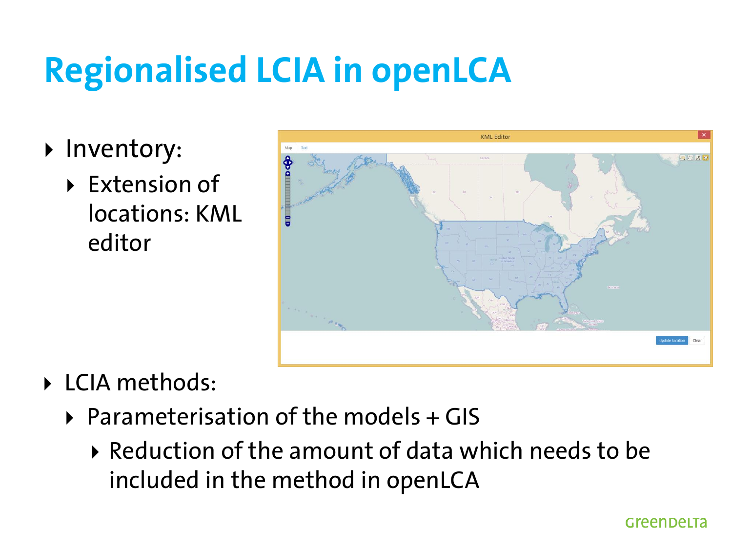# Regionalised LCIA in openLCA

- Inventory:
  - Extension of locations: KML editor
- LCIA methods:
  - Parameterisation of the models + GIS
    - Reduction of the amount of data which needs to be included in the method in openLCA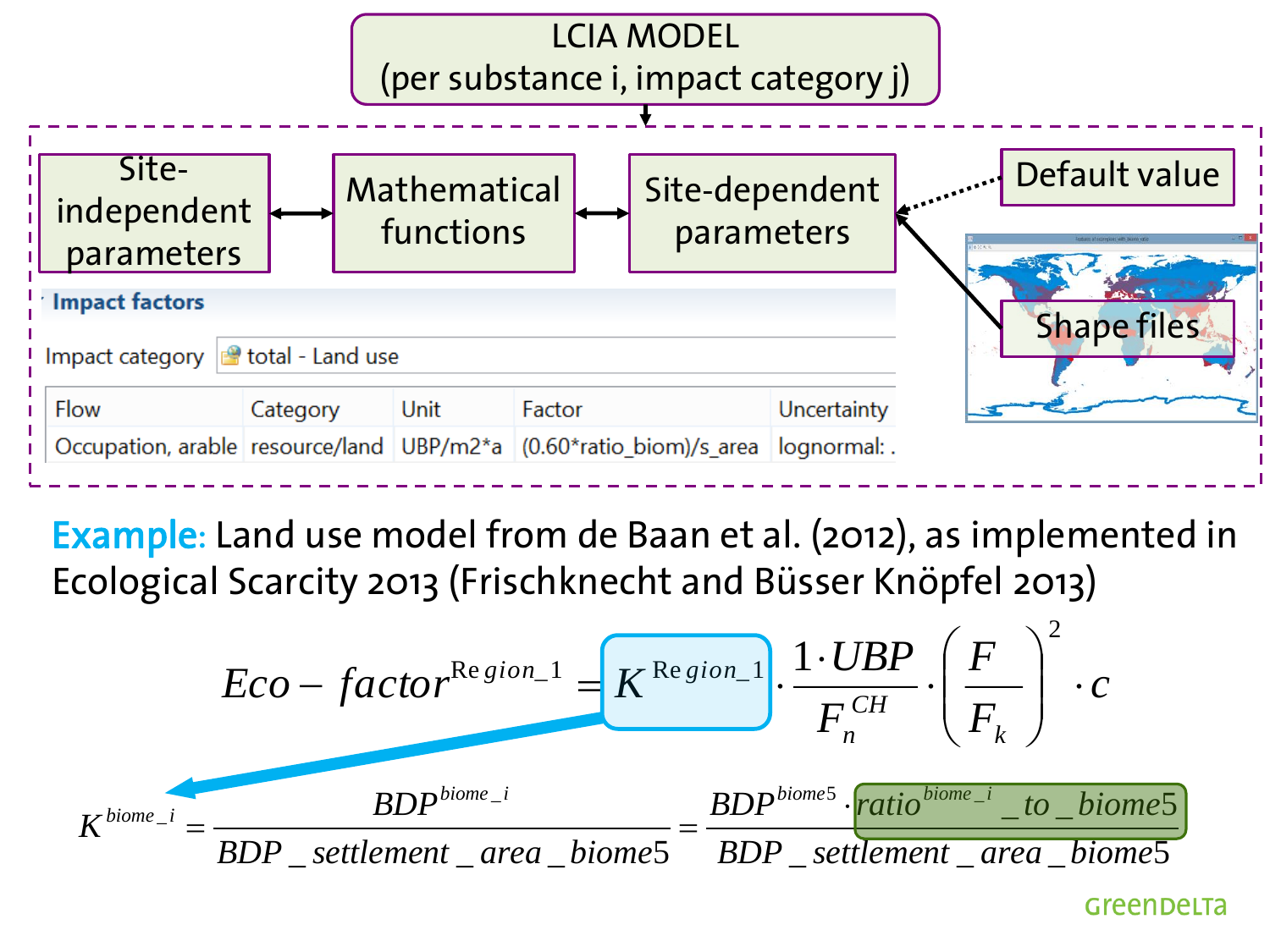# LCIA MODEL (per substance i, impact category j)

Site-independent parameters ↔ Mathematical functions ↔ Site-dependent parameters ← Default value / Shape files

**Impact factors**

Impact category: total - Land use

| Flow | Category | Unit | Factor | Uncertainty |
|---|---|---|---|---|
| Occupation, arable | resource/land | UBP/m2*a | (0.60*ratio_biom)/s_area | lognormal: . |

**Example:** Land use model from de Baan et al. (2012), as implemented in Ecological Scarcity 2013 (Frischknecht and Büsser Knöpfel 2013)

$$Eco-factor^{Region\_1} = K^{Region\_1} \cdot \frac{1 \cdot UBP}{F_n^{CH}} \cdot \left(\frac{F}{F_k}\right)^2 \cdot c$$

$$K^{biome\_i} = \frac{BDP^{biome\_i}}{BDP\_settlement\_area\_biome5} = \frac{BDP^{biome5} \cdot ratio^{biome\_i}\_to\_biome5}{BDP\_settlement\_area\_biome5}$$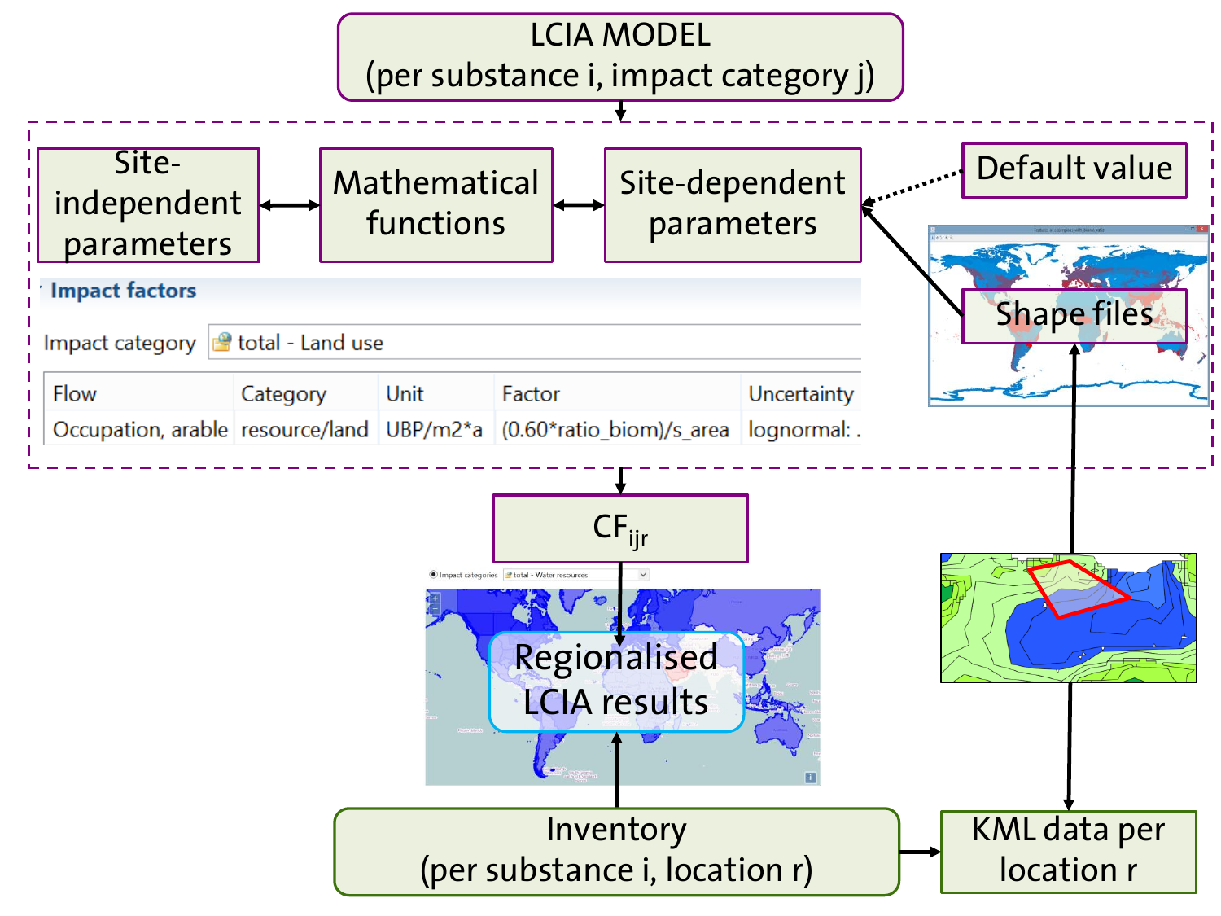LCIA MODEL
(per substance i, impact category j)

Site-independent parameters ↔ Mathematical functions ↔ Site-dependent parameters

Default value

Shape files

**Impact factors**

Impact category: total - Land use

| Flow | Category | Unit | Factor | Uncertainty |
|---|---|---|---|---|
| Occupation, arable | resource/land | UBP/m2*a | (0.60*ratio_biom)/s_area | lognormal: . |

$CF_{ijr}$

Impact categories: total - Water resources

Regionalised LCIA results

Inventory
(per substance i, location r)

KML data per location r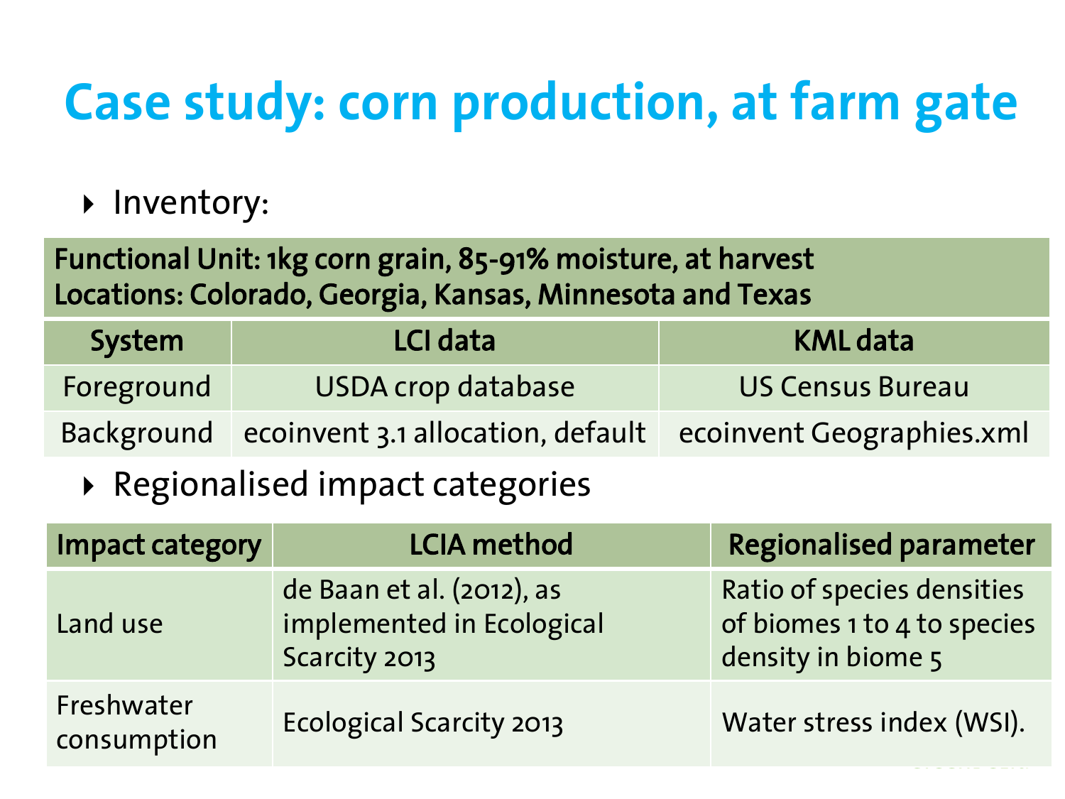# Case study: corn production, at farm gate

- Inventory:

| Functional Unit: 1kg corn grain, 85-91% moisture, at harvest<br>Locations: Colorado, Georgia, Kansas, Minnesota and Texas | | |
|---|---|---|
| **System** | **LCI data** | **KML data** |
| Foreground | USDA crop database | US Census Bureau |
| Background | ecoinvent 3.1 allocation, default | ecoinvent Geographies.xml |

- Regionalised impact categories

| Impact category | LCIA method | Regionalised parameter |
|---|---|---|
| Land use | de Baan et al. (2012), as implemented in Ecological Scarcity 2013 | Ratio of species densities of biomes 1 to 4 to species density in biome 5 |
| Freshwater consumption | Ecological Scarcity 2013 | Water stress index (WSI). |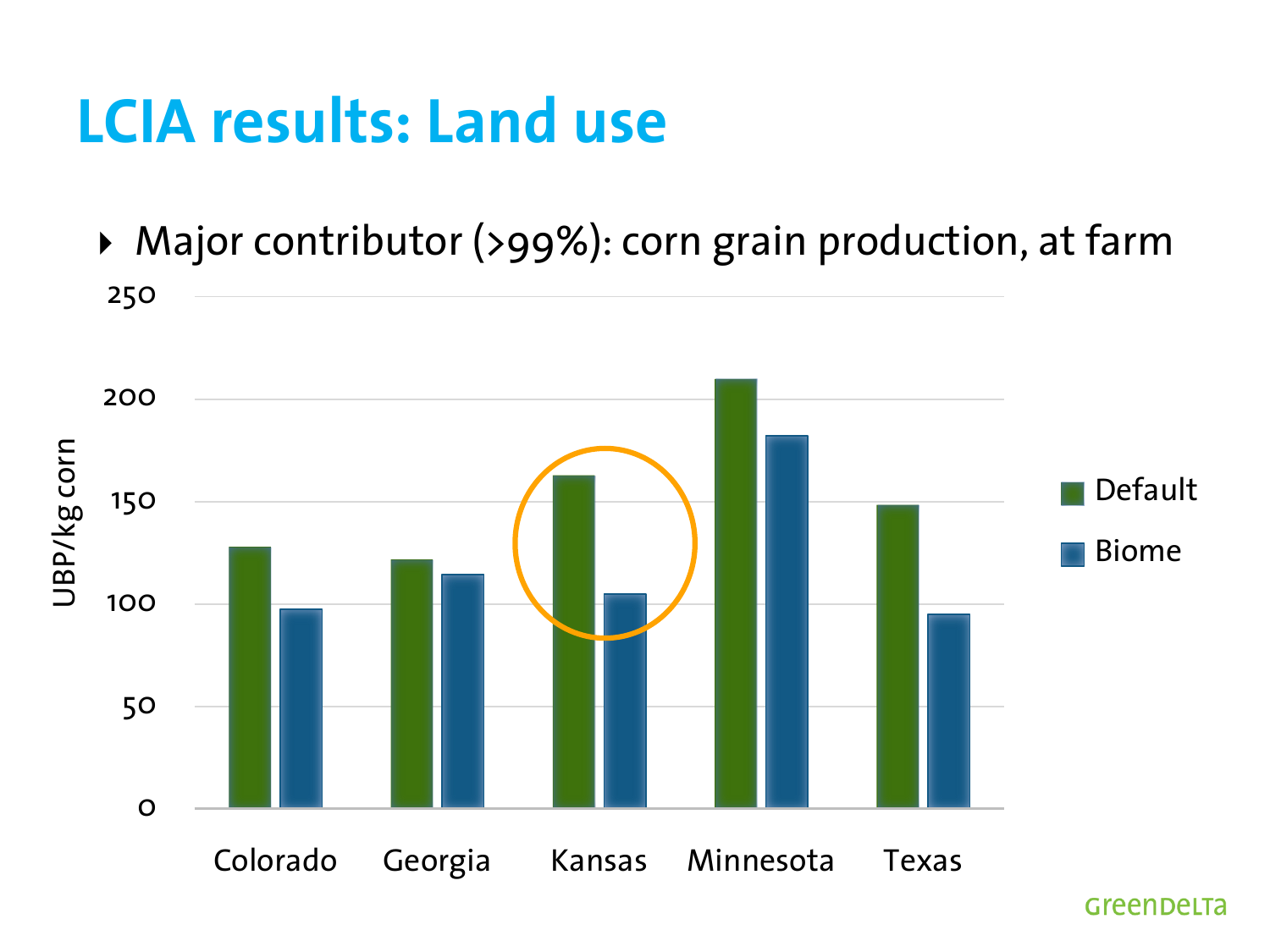# LCIA results: Land use

- Major contributor (>99%): corn grain production, at farm

UBP/kg corn

250

200

150

100

50

0

Colorado Georgia Kansas Minnesota Texas

Default

Biome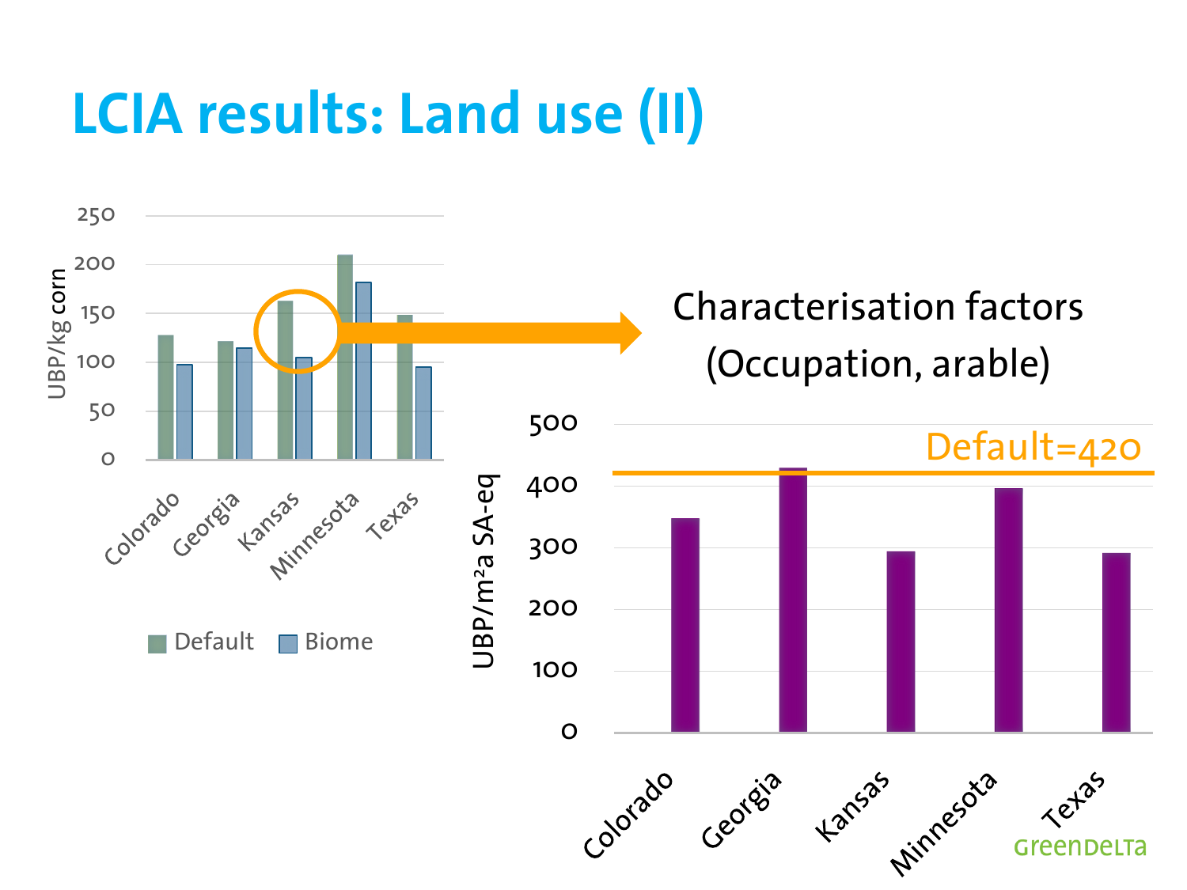# LCIA results: Land use (II)

Characterisation factors (Occupation, arable)

Default=420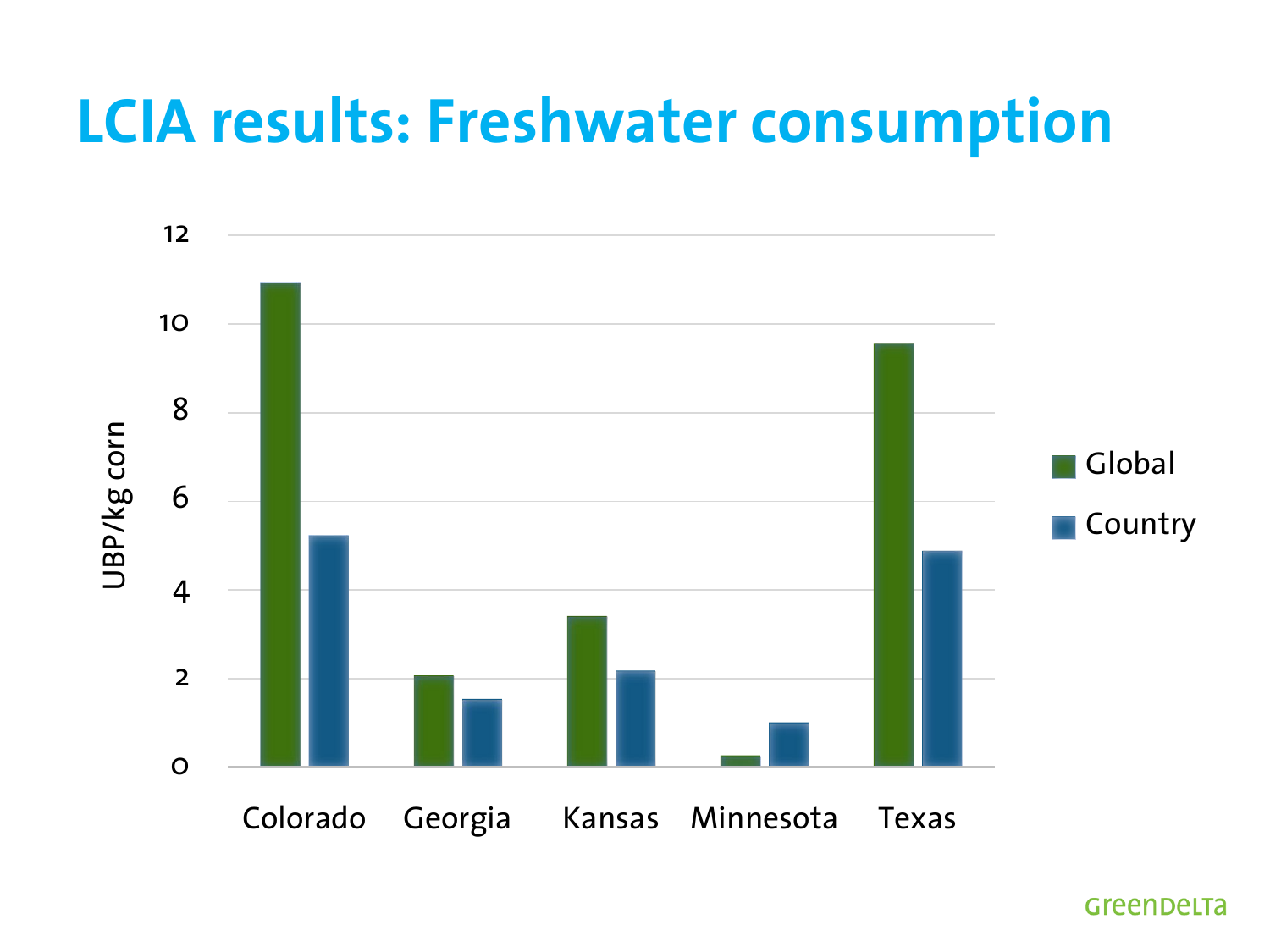# LCIA results: Freshwater consumption

| | Global | Country |
|---|---|---|
| Colorado | ~10.9 | ~5.2 |
| Georgia | ~2.05 | ~1.5 |
| Kansas | ~3.4 | ~2.15 |
| Minnesota | ~0.25 | ~1.0 |
| Texas | ~9.55 | ~4.85 |

UBP/kg corn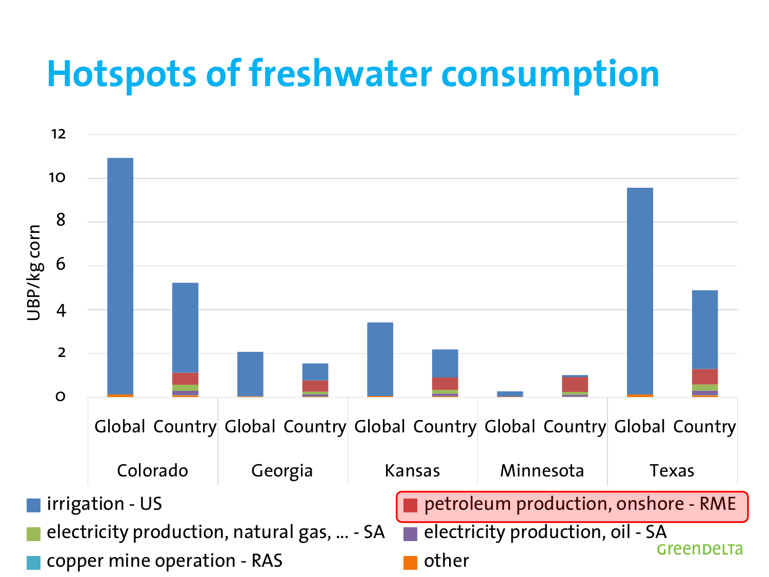# Hotspots of freshwater consumption

UBP/kg corn

12
10
8
6
4
2
0

| | Global | Country |
|---|---|---|
| Colorado | | |
| Georgia | | |
| Kansas | | |
| Minnesota | | |
| Texas | | |

- irrigation - US
- petroleum production, onshore - RME
- electricity production, natural gas, ... - SA
- electricity production, oil - SA
- copper mine operation - RAS
- other

GreenDelta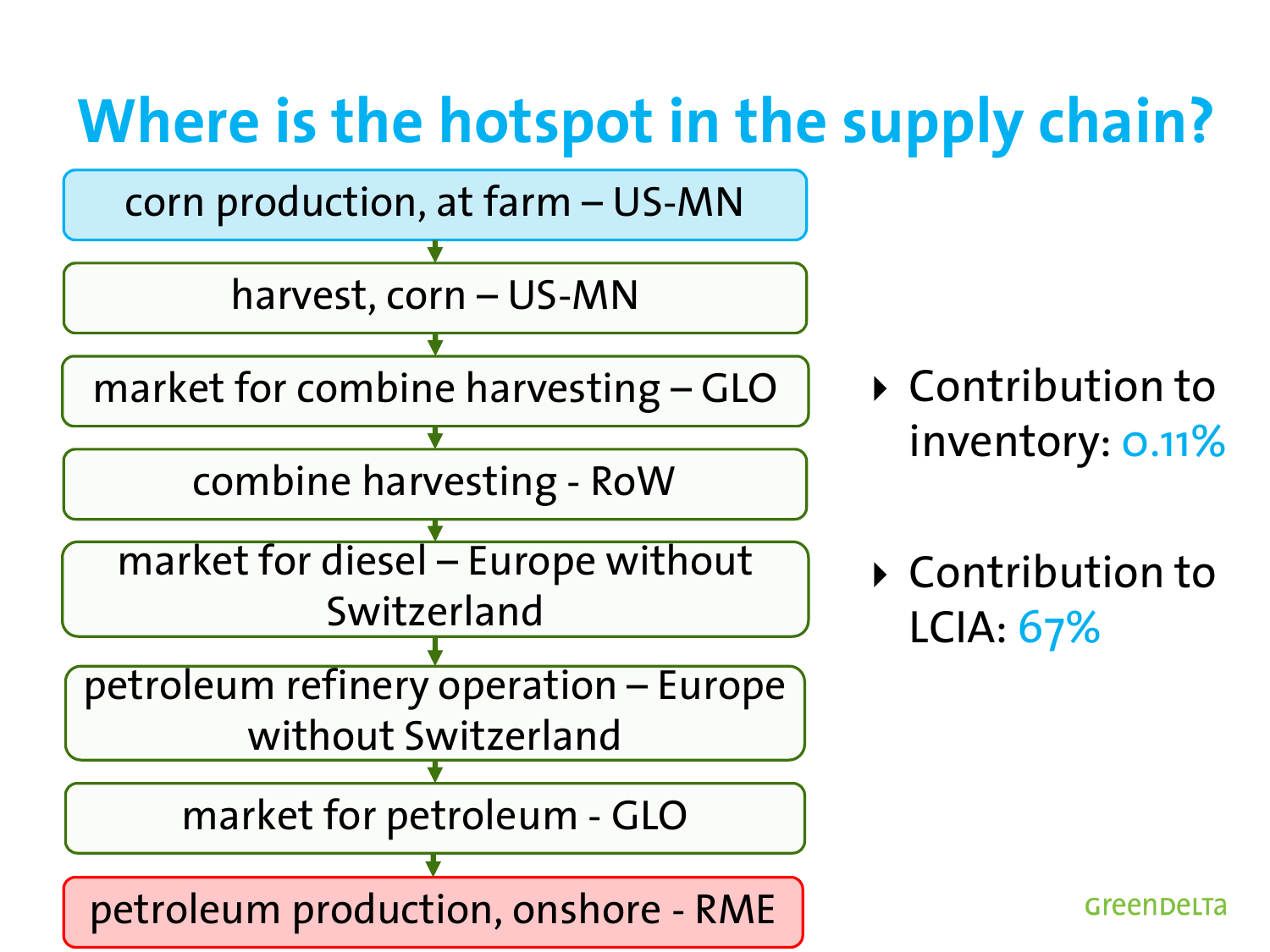# Where is the hotspot in the supply chain?

- corn production, at farm – US-MN
- harvest, corn – US-MN
- market for combine harvesting – GLO
- combine harvesting - RoW
- market for diesel – Europe without Switzerland
- petroleum refinery operation – Europe without Switzerland
- market for petroleum - GLO
- petroleum production, onshore - RME

- Contribution to inventory: 0.11%
- Contribution to LCIA: 67%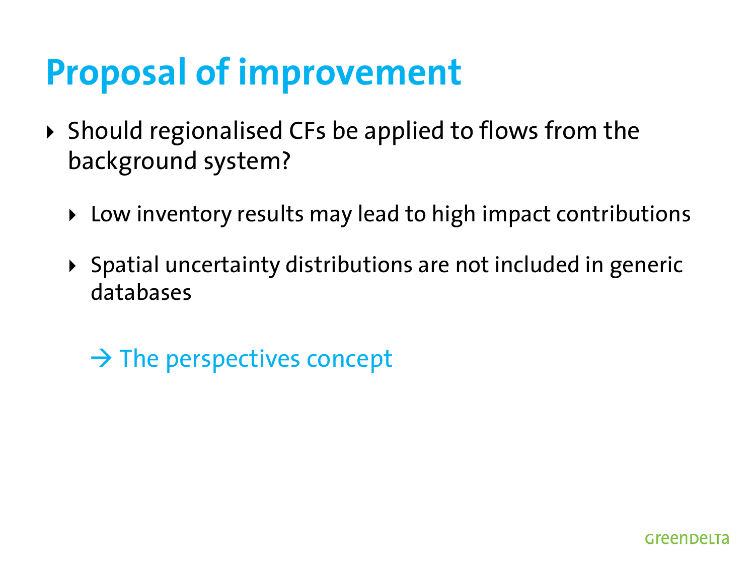# Proposal of improvement

- Should regionalised CFs be applied to flows from the background system?
  - Low inventory results may lead to high impact contributions
  - Spatial uncertainty distributions are not included in generic databases

  → The perspectives concept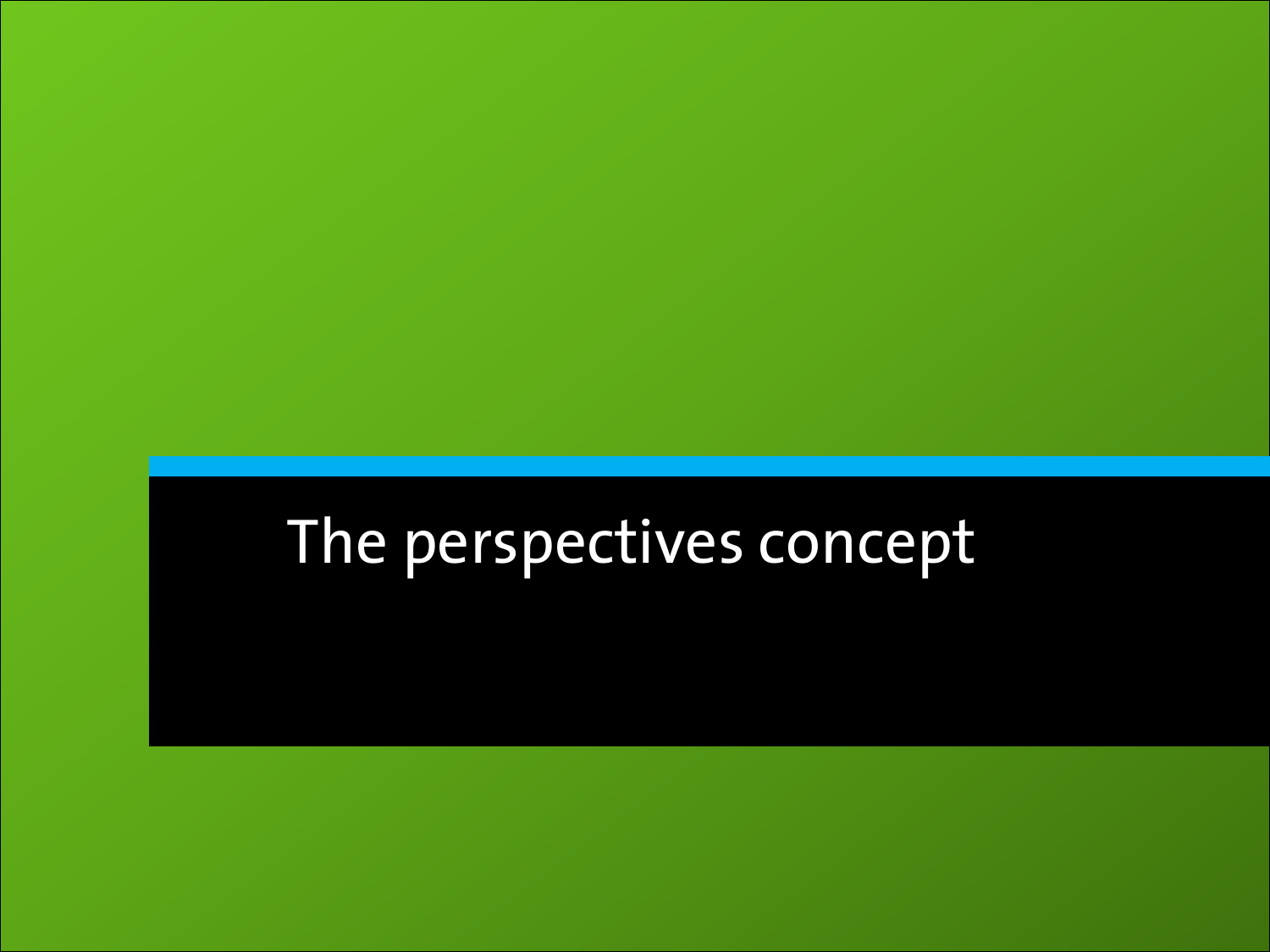# The perspectives concept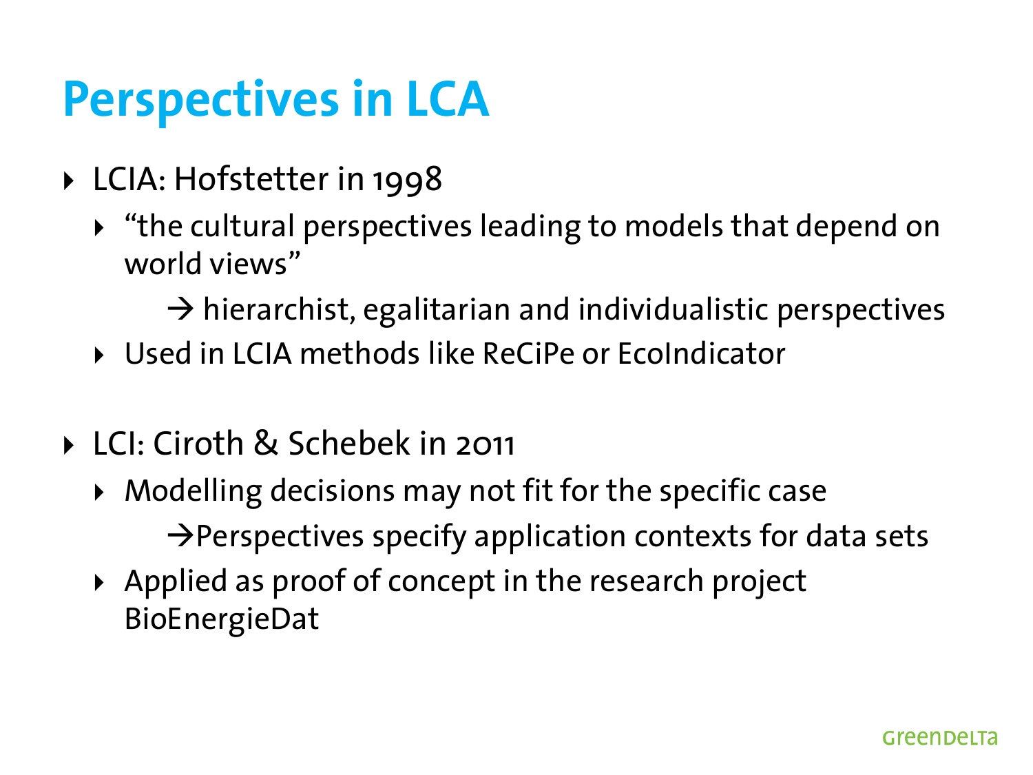# Perspectives in LCA

- LCIA: Hofstetter in 1998
  - "the cultural perspectives leading to models that depend on world views"

    → hierarchist, egalitarian and individualistic perspectives
  - Used in LCIA methods like ReCiPe or EcoIndicator

- LCI: Ciroth & Schebek in 2011
  - Modelling decisions may not fit for the specific case

    →Perspectives specify application contexts for data sets
  - Applied as proof of concept in the research project BioEnergieDat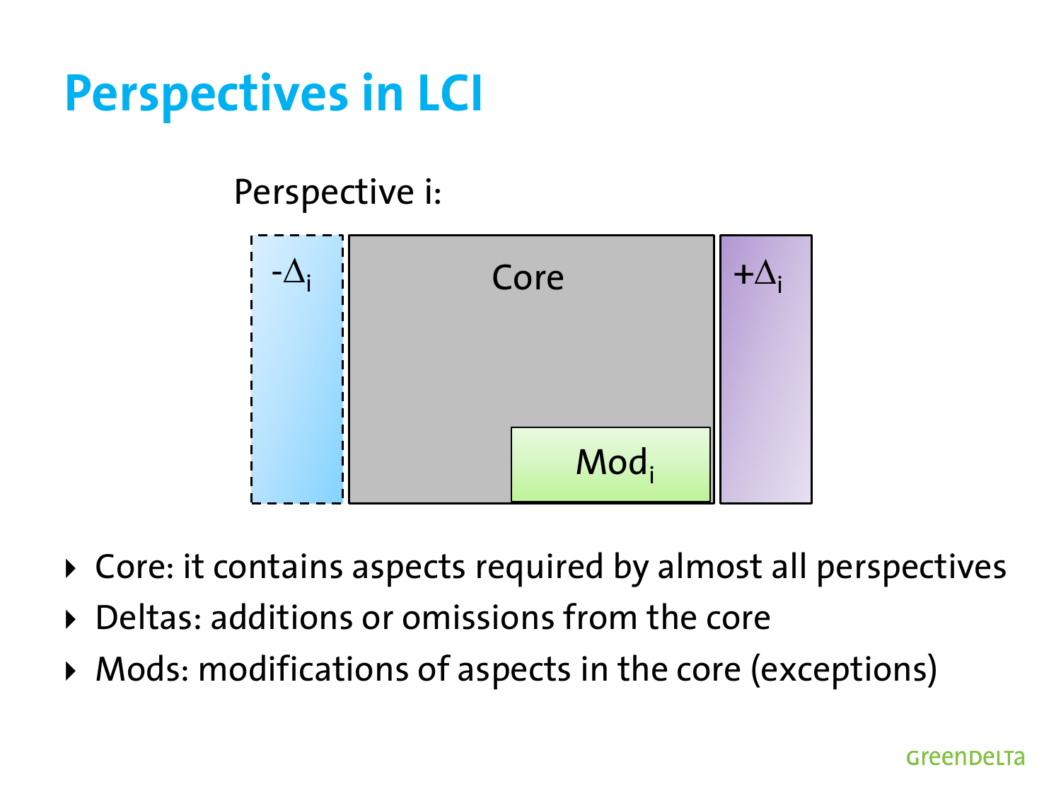# Perspectives in LCI

Perspective i:

$-\Delta_i$ | Core | $Mod_i$ | $+\Delta_i$

- Core: it contains aspects required by almost all perspectives
- Deltas: additions or omissions from the core
- Mods: modifications of aspects in the core (exceptions)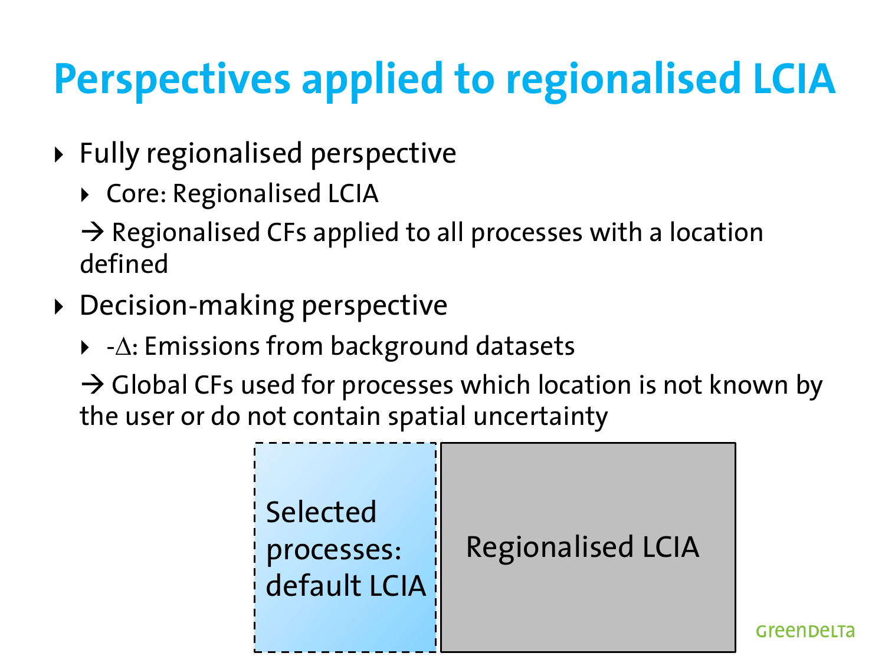# Perspectives applied to regionalised LCIA

- Fully regionalised perspective
  - Core: Regionalised LCIA

  → Regionalised CFs applied to all processes with a location defined

- Decision-making perspective
  - -Δ: Emissions from background datasets

  → Global CFs used for processes which location is not known by the user or do not contain spatial uncertainty

Selected processes: default LCIA

Regionalised LCIA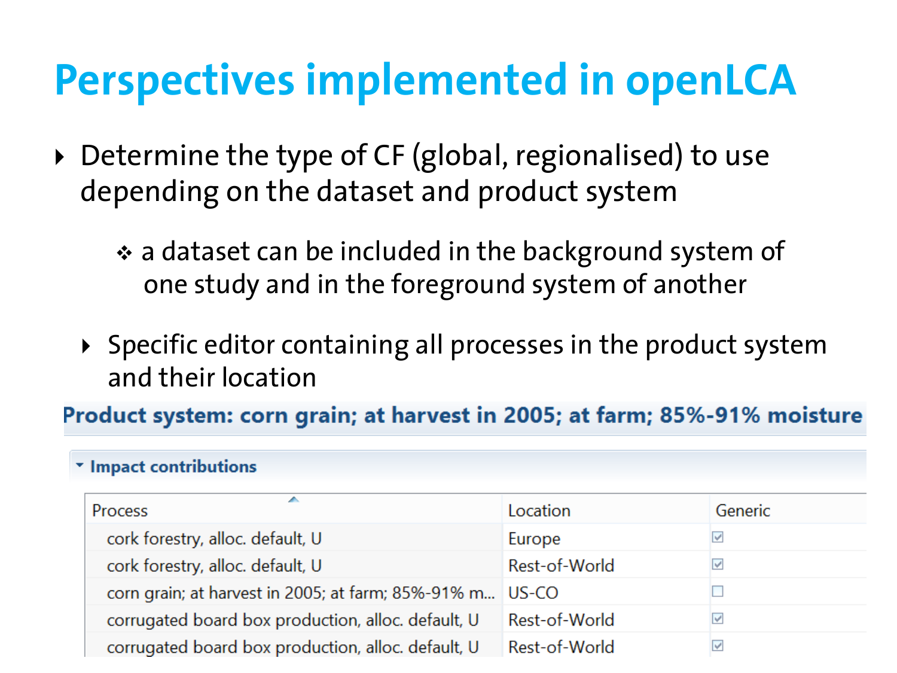# Perspectives implemented in openLCA

- Determine the type of CF (global, regionalised) to use depending on the dataset and product system
  - a dataset can be included in the background system of one study and in the foreground system of another
- Specific editor containing all processes in the product system and their location

**Product system: corn grain; at harvest in 2005; at farm; 85%-91% moisture**

**Impact contributions**

| Process | Location | Generic |
|---|---|---|
| cork forestry, alloc. default, U | Europe | ☑ |
| cork forestry, alloc. default, U | Rest-of-World | ☑ |
| corn grain; at harvest in 2005; at farm; 85%-91% m... | US-CO | ☐ |
| corrugated board box production, alloc. default, U | Rest-of-World | ☑ |
| corrugated board box production, alloc. default, U | Rest-of-World | ☑ |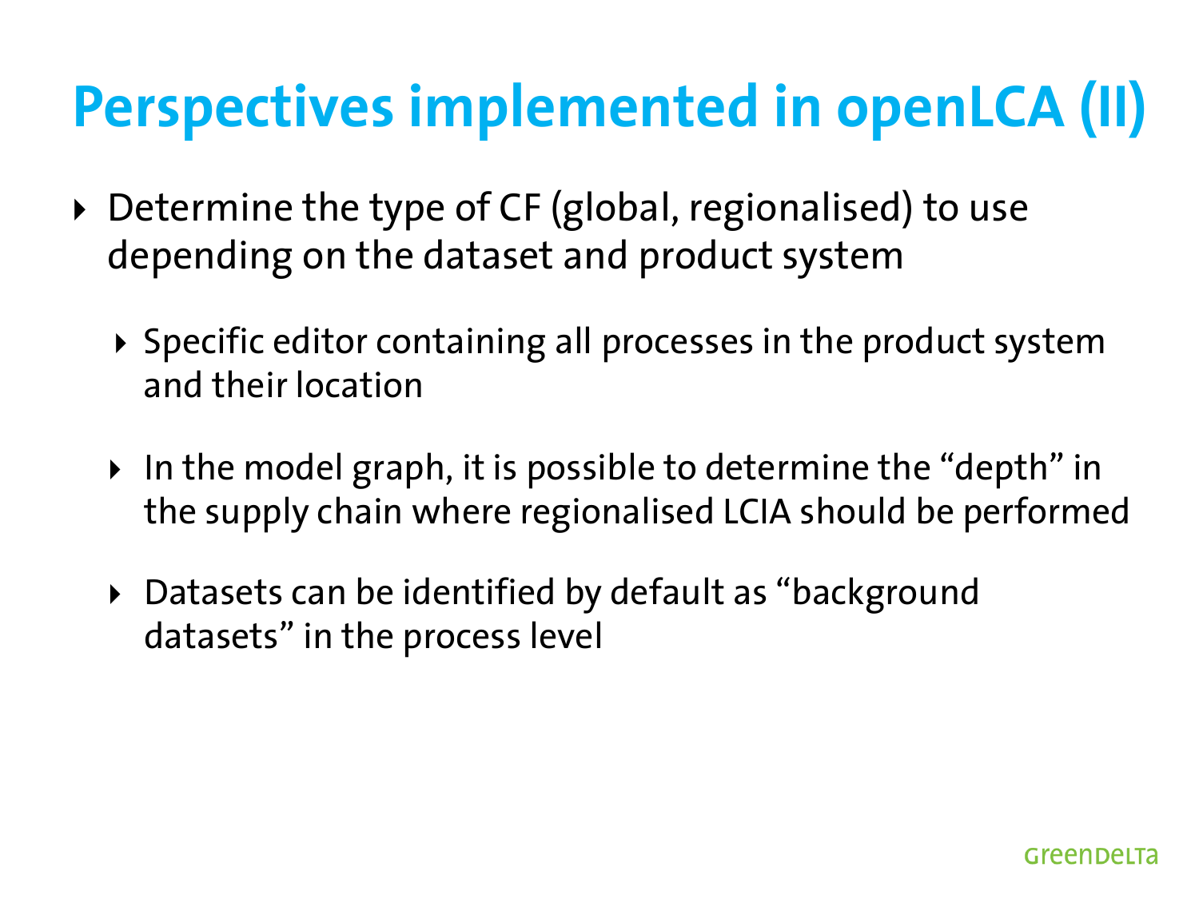# Perspectives implemented in openLCA (II)

- Determine the type of CF (global, regionalised) to use depending on the dataset and product system
  - Specific editor containing all processes in the product system and their location
  - In the model graph, it is possible to determine the “depth” in the supply chain where regionalised LCIA should be performed
  - Datasets can be identified by default as “background datasets” in the process level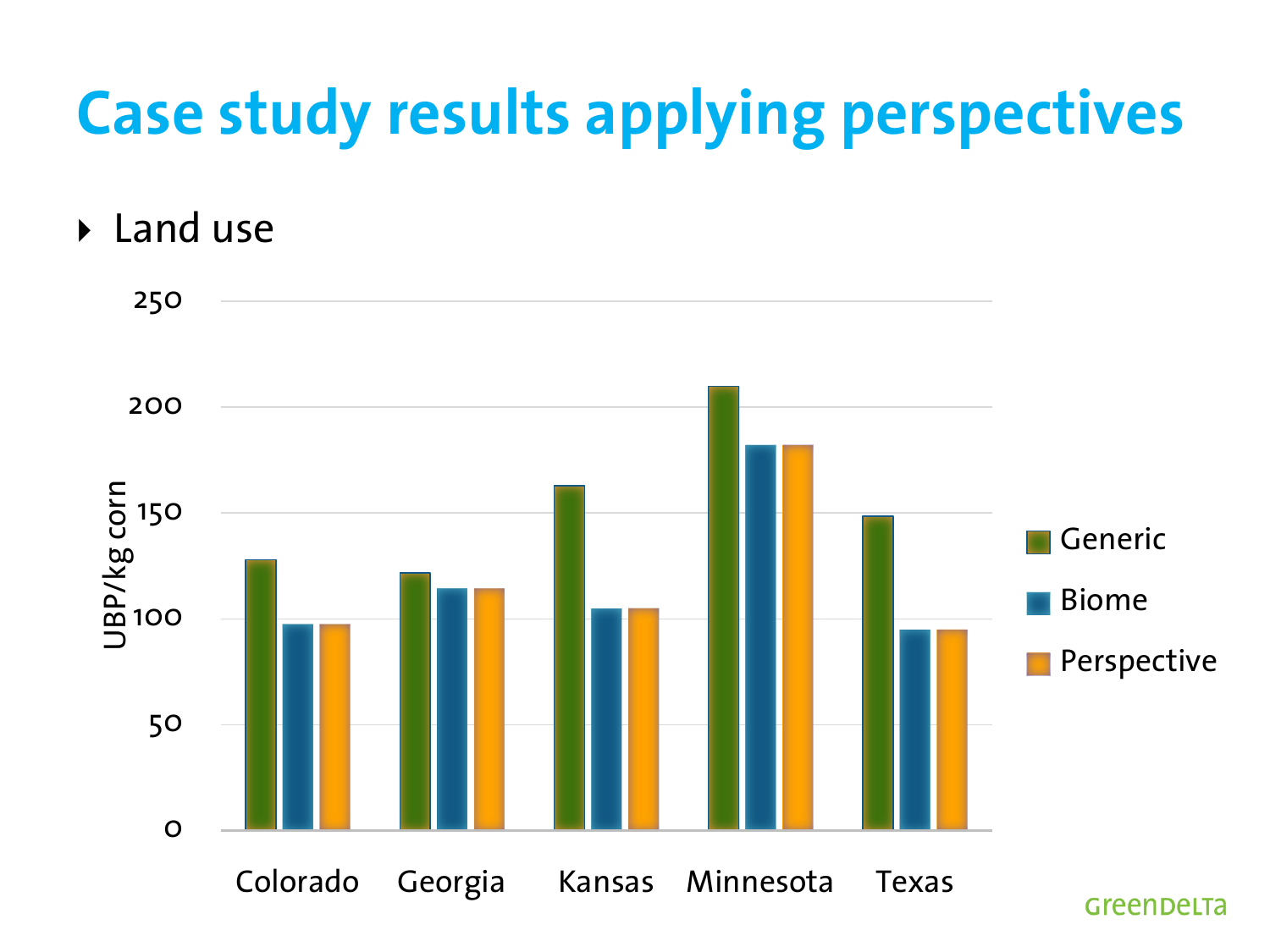# Case study results applying perspectives

- Land use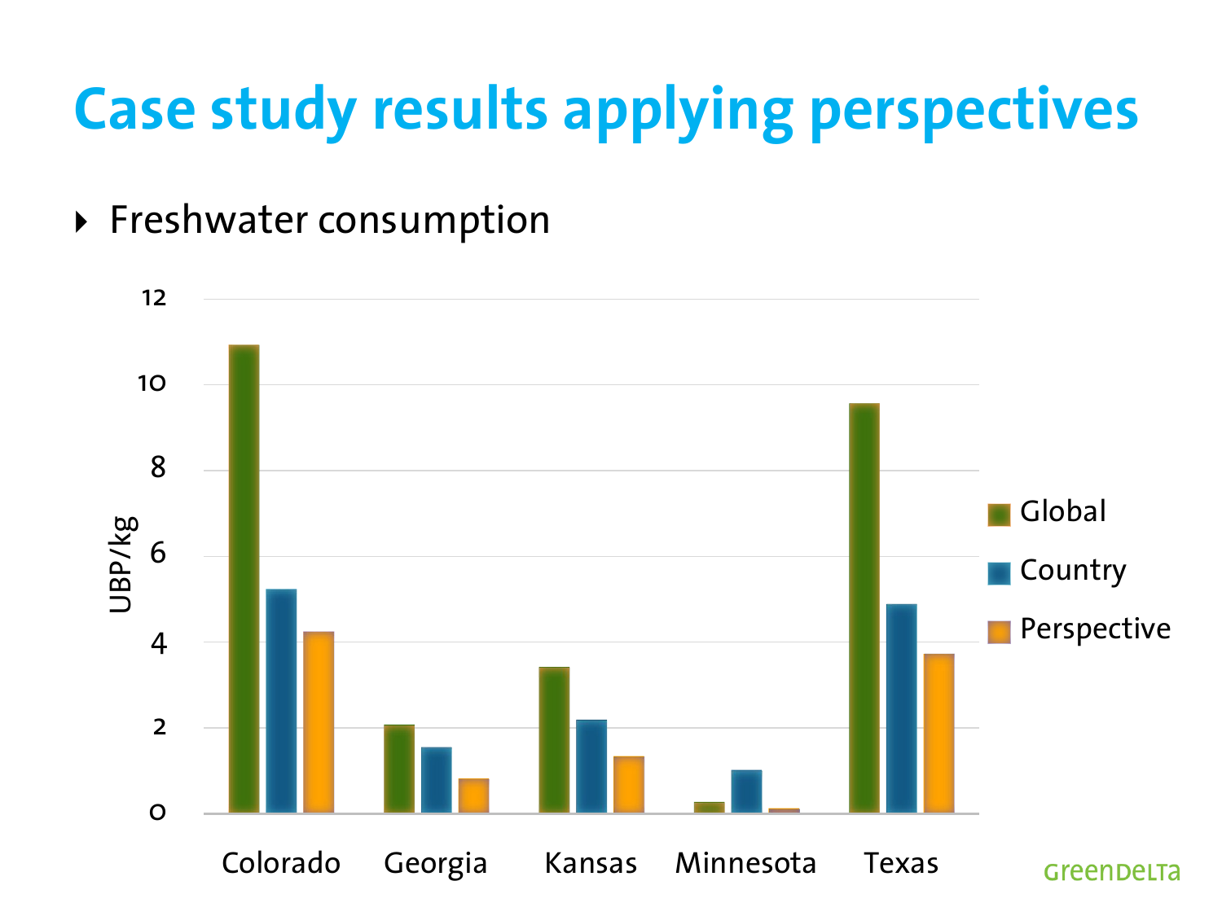# Case study results applying perspectives

- Freshwater consumption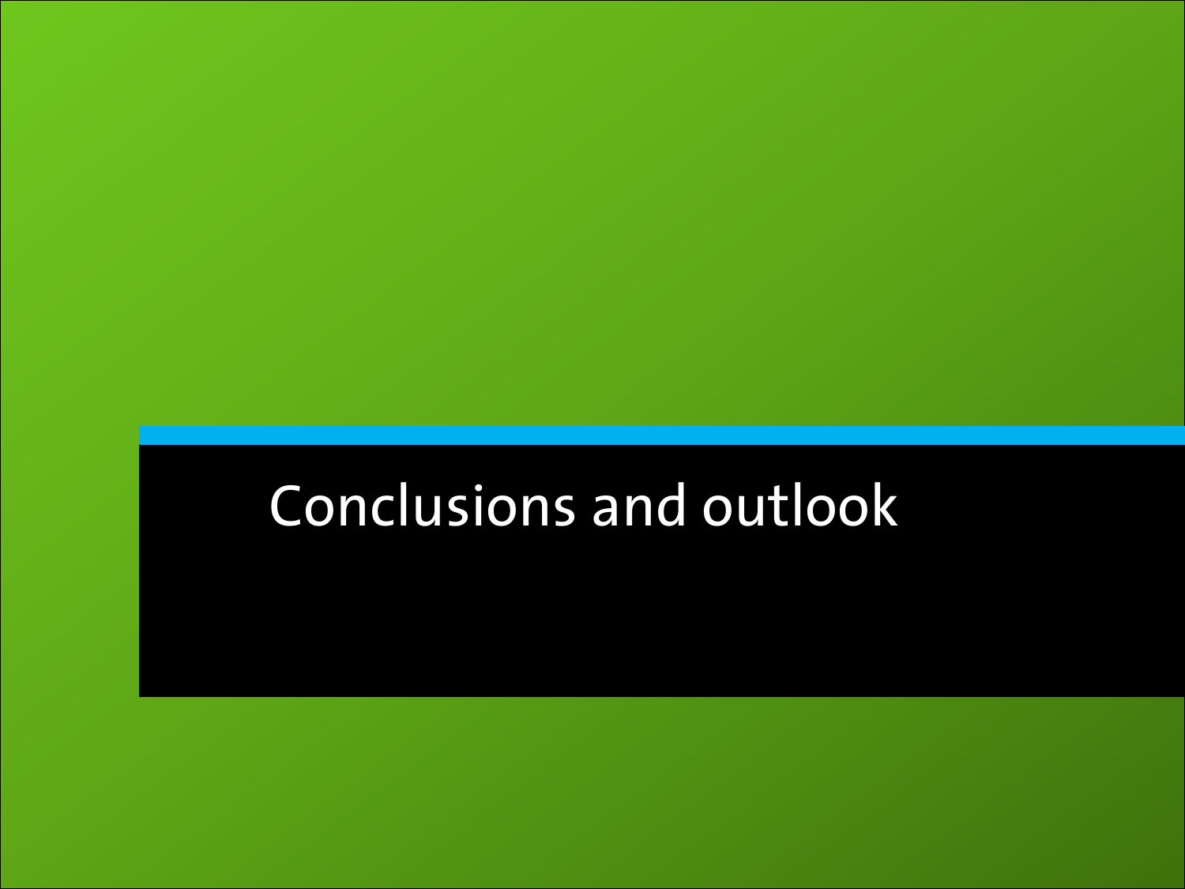# Conclusions and outlook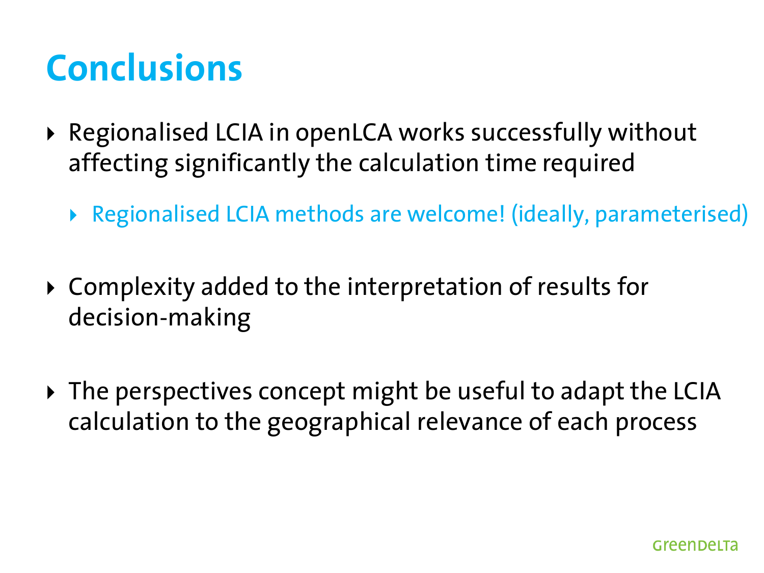# Conclusions

- Regionalised LCIA in openLCA works successfully without affecting significantly the calculation time required
  - Regionalised LCIA methods are welcome! (ideally, parameterised)
- Complexity added to the interpretation of results for decision-making
- The perspectives concept might be useful to adapt the LCIA calculation to the geographical relevance of each process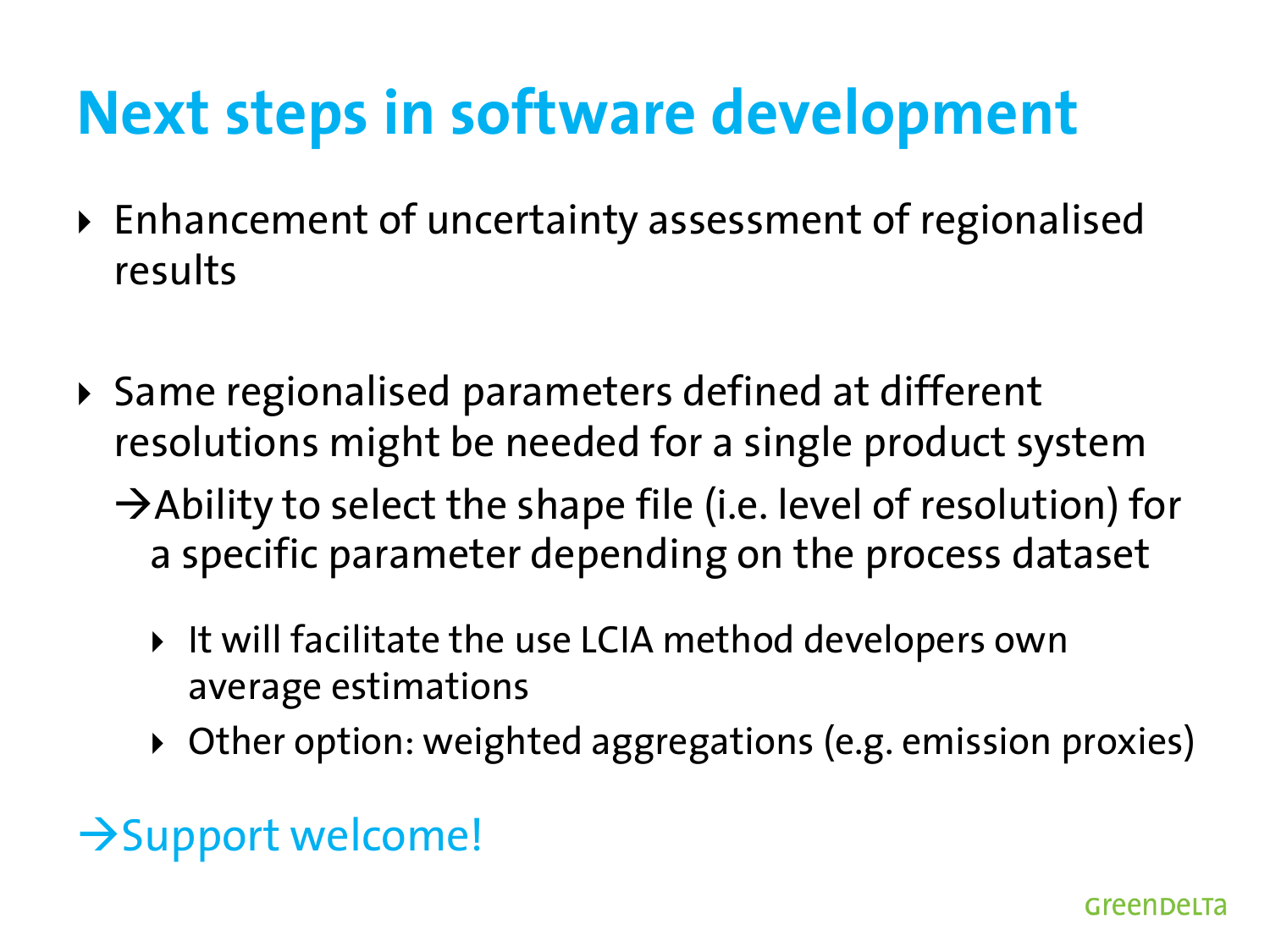# Next steps in software development

- Enhancement of uncertainty assessment of regionalised results

- Same regionalised parameters defined at different resolutions might be needed for a single product system

  → Ability to select the shape file (i.e. level of resolution) for a specific parameter depending on the process dataset

  - It will facilitate the use LCIA method developers own average estimations
  - Other option: weighted aggregations (e.g. emission proxies)

→ Support welcome!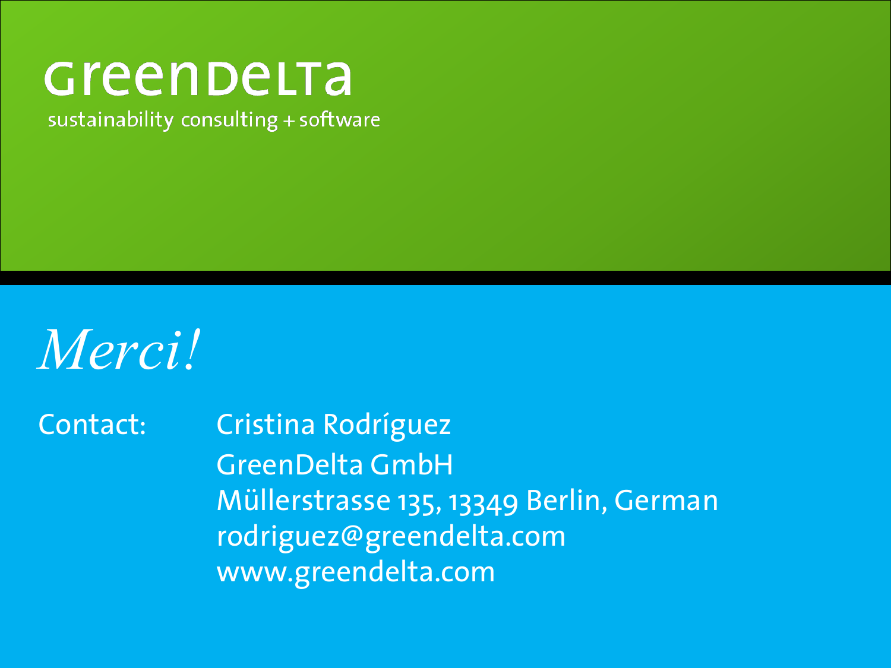GreenDelta

sustainability consulting + software

# *Merci!*

Contact: Cristina Rodríguez
GreenDelta GmbH
Müllerstrasse 135, 13349 Berlin, German
rodriguez@greendelta.com
www.greendelta.com